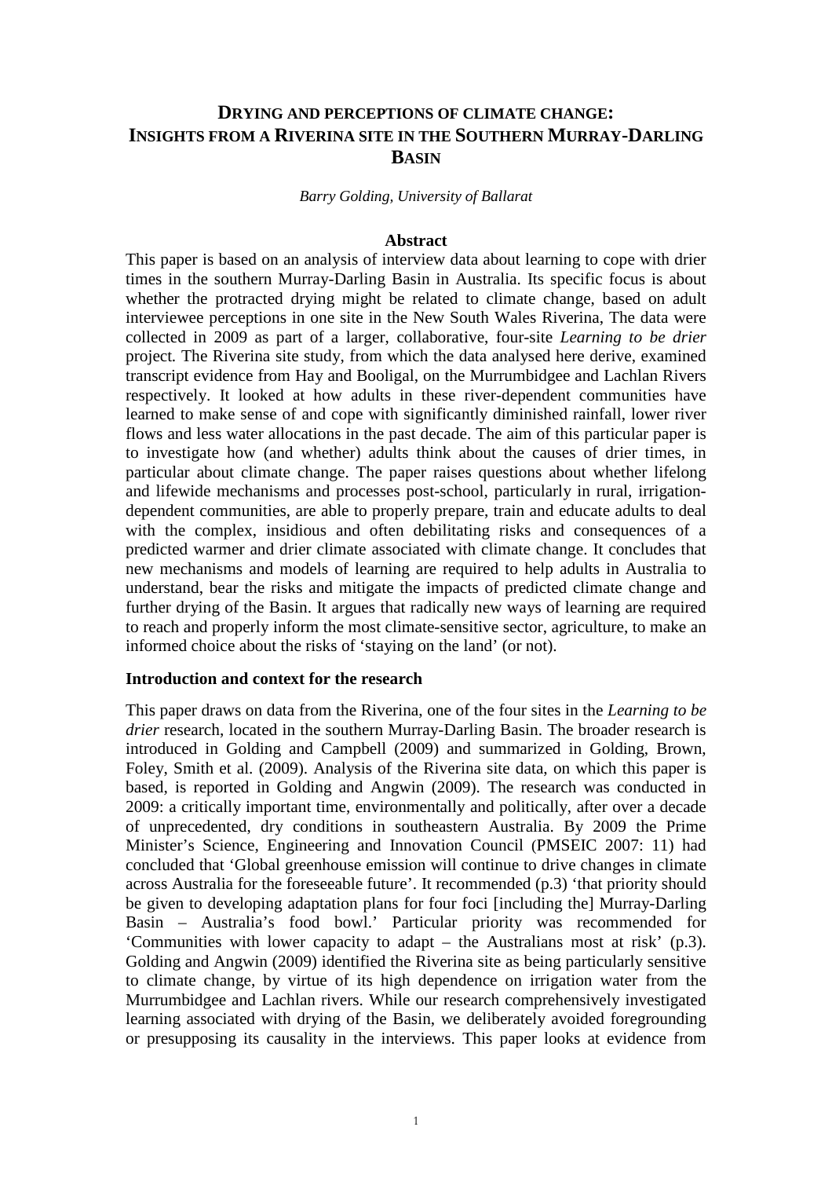# DRYING AND PERCEPTIONS OF CLIMATE CHANGE: INSIGHTS FROM A RIVERINA SITE IN THE SOUTHERN MURRAY-DARLING BASIN

*Barry Golding, University of Ballarat*

## Abstract

This paper is based on an analysis of interview data about learning to cope with drier times in the southern Murray-Darling Basin in Australia. Its specific focus is about whether the protracted drying might be related to climate change, based on adult interviewee perceptions in one site in the New South Wales Riverina, The data were collected in 2009 as part of a larger, collaborative, four-site *Learning to be drier* project. The Riverina site study, from which the data analysed here derive, examined transcript evidence from Hay and Booligal, on the Murrumbidgee and Lachlan Rivers respectively. It looked at how adults in these river-dependent communities have learned to make sense of and cope with significantly diminished rainfall, lower river flows and less water allocations in the past decade. The aim of this particular paper is to investigate how (and whether) adults think about the causes of drier times, in particular about climate change. The paper raises questions about whether lifelong and lifewide mechanisms and processes post-school, particularly in rural, irrigation-dependent communities, are able to properly prepare, train and educate adults to deal with the complex, insidious and often debilitating risks and consequences of a predicted warmer and drier climate associated with climate change. It concludes that new mechanisms and models of learning are required to help adults in Australia to understand, bear the risks and mitigate the impacts of predicted climate change and further drying of the Basin. It argues that radically new ways of learning are required to reach and properly inform the most climate-sensitive sector, agriculture, to make an informed choice about the risks of 'staying on the land' (or not).

## Introduction and context for the research

This paper draws on data from the Riverina, one of the four sites in the *Learning to be drier* research, located in the southern Murray-Darling Basin. The broader research is introduced in Golding and Campbell (2009) and summarized in Golding, Brown, Foley, Smith et al. (2009). Analysis of the Riverina site data, on which this paper is based, is reported in Golding and Angwin (2009). The research was conducted in 2009: a critically important time, environmentally and politically, after over a decade of unprecedented, dry conditions in southeastern Australia. By 2009 the Prime Minister's Science, Engineering and Innovation Council (PMSEIC 2007: 11) had concluded that 'Global greenhouse emission will continue to drive changes in climate across Australia for the foreseeable future'. It recommended (p.3) 'that priority should be given to developing adaptation plans for four foci [including the] Murray-Darling Basin – Australia's food bowl.' Particular priority was recommended for 'Communities with lower capacity to adapt – the Australians most at risk' (p.3). Golding and Angwin (2009) identified the Riverina site as being particularly sensitive to climate change, by virtue of its high dependence on irrigation water from the Murrumbidgee and Lachlan rivers. While our research comprehensively investigated learning associated with drying of the Basin, we deliberately avoided foregrounding or presupposing its causality in the interviews. This paper looks at evidence from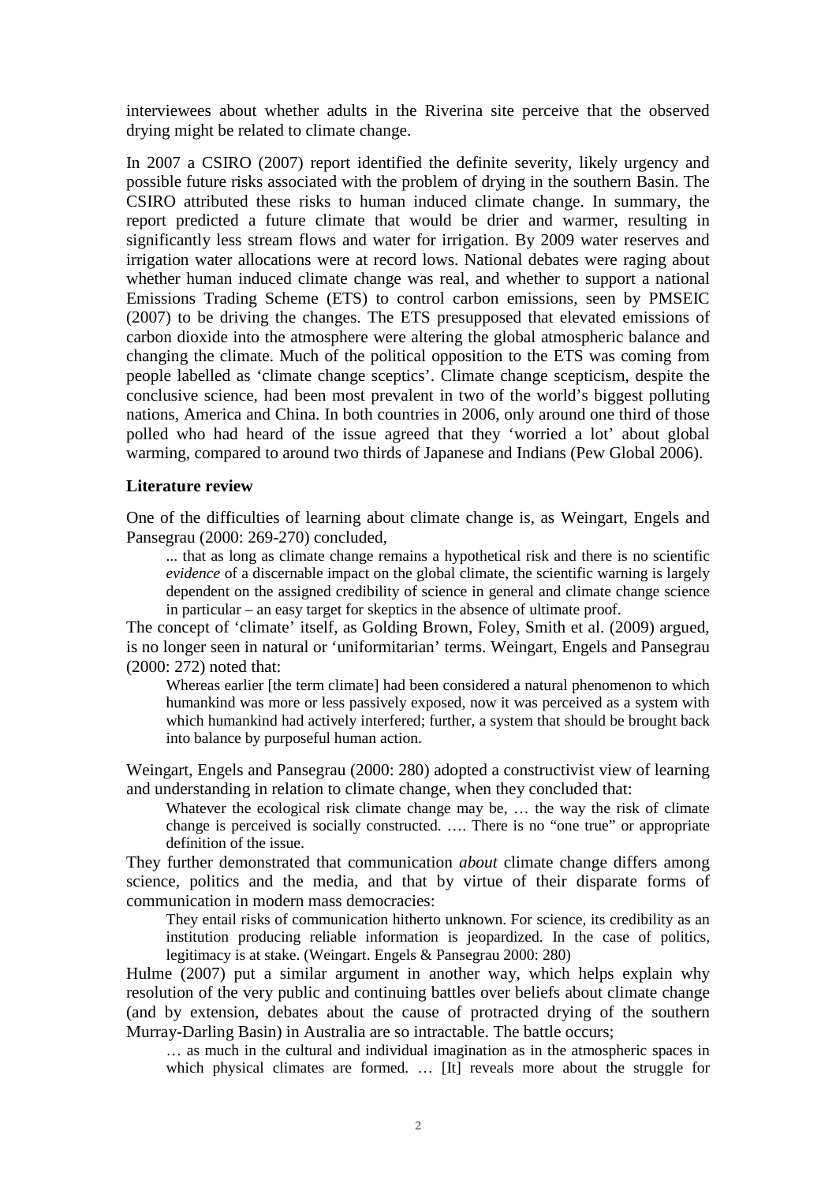interviewees about whether adults in the Riverina site perceive that the observed drying might be related to climate change.

In 2007 a CSIRO (2007) report identified the definite severity, likely urgency and possible future risks associated with the problem of drying in the southern Basin. The CSIRO attributed these risks to human induced climate change. In summary, the report predicted a future climate that would be drier and warmer, resulting in significantly less stream flows and water for irrigation. By 2009 water reserves and irrigation water allocations were at record lows. National debates were raging about whether human induced climate change was real, and whether to support a national Emissions Trading Scheme (ETS) to control carbon emissions, seen by PMSEIC (2007) to be driving the changes. The ETS presupposed that elevated emissions of carbon dioxide into the atmosphere were altering the global atmospheric balance and changing the climate. Much of the political opposition to the ETS was coming from people labelled as 'climate change sceptics'. Climate change scepticism, despite the conclusive science, had been most prevalent in two of the world's biggest polluting nations, America and China. In both countries in 2006, only around one third of those polled who had heard of the issue agreed that they 'worried a lot' about global warming, compared to around two thirds of Japanese and Indians (Pew Global 2006).

## Literature review

One of the difficulties of learning about climate change is, as Weingart, Engels and Pansegrau (2000: 269-270) concluded,

> ... that as long as climate change remains a hypothetical risk and there is no scientific *evidence* of a discernable impact on the global climate, the scientific warning is largely dependent on the assigned credibility of science in general and climate change science in particular – an easy target for skeptics in the absence of ultimate proof.

The concept of 'climate' itself, as Golding Brown, Foley, Smith et al. (2009) argued, is no longer seen in natural or 'uniformitarian' terms. Weingart, Engels and Pansegrau (2000: 272) noted that:

> Whereas earlier [the term climate] had been considered a natural phenomenon to which humankind was more or less passively exposed, now it was perceived as a system with which humankind had actively interfered; further, a system that should be brought back into balance by purposeful human action.

Weingart, Engels and Pansegrau (2000: 280) adopted a constructivist view of learning and understanding in relation to climate change, when they concluded that:

> Whatever the ecological risk climate change may be, … the way the risk of climate change is perceived is socially constructed. …. There is no "one true" or appropriate definition of the issue.

They further demonstrated that communication *about* climate change differs among science, politics and the media, and that by virtue of their disparate forms of communication in modern mass democracies:

> They entail risks of communication hitherto unknown. For science, its credibility as an institution producing reliable information is jeopardized. In the case of politics, legitimacy is at stake. (Weingart. Engels & Pansegrau 2000: 280)

Hulme (2007) put a similar argument in another way, which helps explain why resolution of the very public and continuing battles over beliefs about climate change (and by extension, debates about the cause of protracted drying of the southern Murray-Darling Basin) in Australia are so intractable. The battle occurs;

> … as much in the cultural and individual imagination as in the atmospheric spaces in which physical climates are formed. … [It] reveals more about the struggle for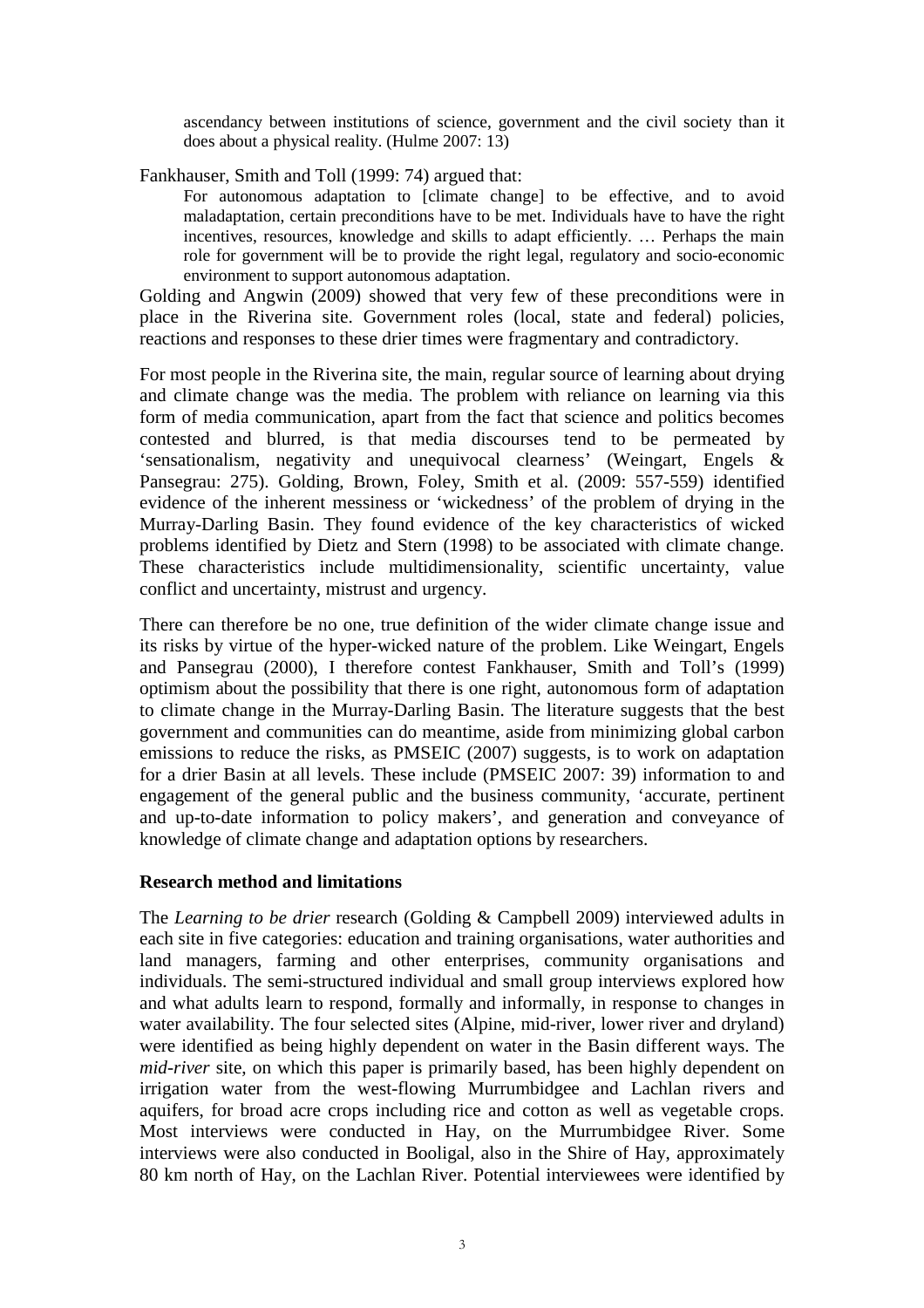> ascendancy between institutions of science, government and the civil society than it does about a physical reality. (Hulme 2007: 13)

Fankhauser, Smith and Toll (1999: 74) argued that:

> For autonomous adaptation to [climate change] to be effective, and to avoid maladaptation, certain preconditions have to be met. Individuals have to have the right incentives, resources, knowledge and skills to adapt efficiently. … Perhaps the main role for government will be to provide the right legal, regulatory and socio-economic environment to support autonomous adaptation.

Golding and Angwin (2009) showed that very few of these preconditions were in place in the Riverina site. Government roles (local, state and federal) policies, reactions and responses to these drier times were fragmentary and contradictory.

For most people in the Riverina site, the main, regular source of learning about drying and climate change was the media. The problem with reliance on learning via this form of media communication, apart from the fact that science and politics becomes contested and blurred, is that media discourses tend to be permeated by 'sensationalism, negativity and unequivocal clearness' (Weingart, Engels & Pansegrau: 275). Golding, Brown, Foley, Smith et al. (2009: 557-559) identified evidence of the inherent messiness or 'wickedness' of the problem of drying in the Murray-Darling Basin. They found evidence of the key characteristics of wicked problems identified by Dietz and Stern (1998) to be associated with climate change. These characteristics include multidimensionality, scientific uncertainty, value conflict and uncertainty, mistrust and urgency.

There can therefore be no one, true definition of the wider climate change issue and its risks by virtue of the hyper-wicked nature of the problem. Like Weingart, Engels and Pansegrau (2000), I therefore contest Fankhauser, Smith and Toll's (1999) optimism about the possibility that there is one right, autonomous form of adaptation to climate change in the Murray-Darling Basin. The literature suggests that the best government and communities can do meantime, aside from minimizing global carbon emissions to reduce the risks, as PMSEIC (2007) suggests, is to work on adaptation for a drier Basin at all levels. These include (PMSEIC 2007: 39) information to and engagement of the general public and the business community, 'accurate, pertinent and up-to-date information to policy makers', and generation and conveyance of knowledge of climate change and adaptation options by researchers.

### Research method and limitations

The *Learning to be drier* research (Golding & Campbell 2009) interviewed adults in each site in five categories: education and training organisations, water authorities and land managers, farming and other enterprises, community organisations and individuals. The semi-structured individual and small group interviews explored how and what adults learn to respond, formally and informally, in response to changes in water availability. The four selected sites (Alpine, mid-river, lower river and dryland) were identified as being highly dependent on water in the Basin different ways. The *mid-river* site, on which this paper is primarily based, has been highly dependent on irrigation water from the west-flowing Murrumbidgee and Lachlan rivers and aquifers, for broad acre crops including rice and cotton as well as vegetable crops. Most interviews were conducted in Hay, on the Murrumbidgee River. Some interviews were also conducted in Booligal, also in the Shire of Hay, approximately 80 km north of Hay, on the Lachlan River. Potential interviewees were identified by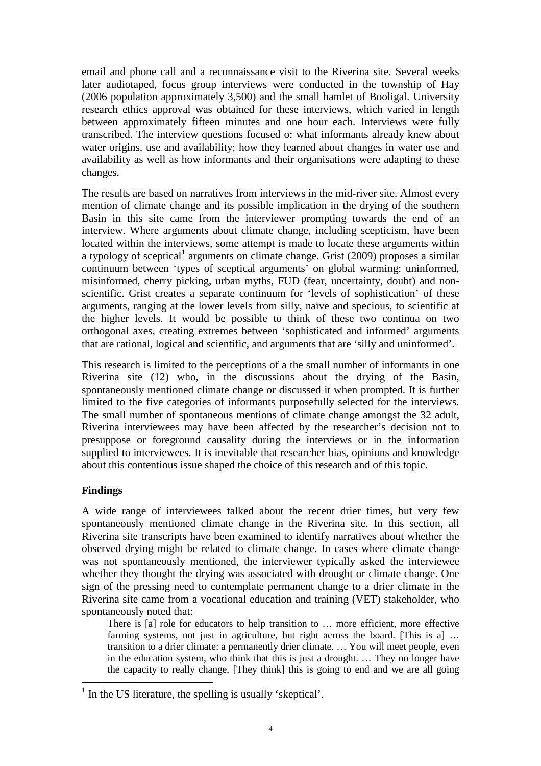email and phone call and a reconnaissance visit to the Riverina site. Several weeks later audiotaped, focus group interviews were conducted in the township of Hay (2006 population approximately 3,500) and the small hamlet of Booligal. University research ethics approval was obtained for these interviews, which varied in length between approximately fifteen minutes and one hour each. Interviews were fully transcribed. The interview questions focused o: what informants already knew about water origins, use and availability; how they learned about changes in water use and availability as well as how informants and their organisations were adapting to these changes.

The results are based on narratives from interviews in the mid-river site. Almost every mention of climate change and its possible implication in the drying of the southern Basin in this site came from the interviewer prompting towards the end of an interview. Where arguments about climate change, including scepticism, have been located within the interviews, some attempt is made to locate these arguments within a typology of sceptical[1] arguments on climate change. Grist (2009) proposes a similar continuum between 'types of sceptical arguments' on global warming: uninformed, misinformed, cherry picking, urban myths, FUD (fear, uncertainty, doubt) and non-scientific. Grist creates a separate continuum for 'levels of sophistication' of these arguments, ranging at the lower levels from silly, naïve and specious, to scientific at the higher levels. It would be possible to think of these two continua on two orthogonal axes, creating extremes between 'sophisticated and informed' arguments that are rational, logical and scientific, and arguments that are 'silly and uninformed'.

This research is limited to the perceptions of a the small number of informants in one Riverina site (12) who, in the discussions about the drying of the Basin, spontaneously mentioned climate change or discussed it when prompted. It is further limited to the five categories of informants purposefully selected for the interviews. The small number of spontaneous mentions of climate change amongst the 32 adult, Riverina interviewees may have been affected by the researcher's decision not to presuppose or foreground causality during the interviews or in the information supplied to interviewees. It is inevitable that researcher bias, opinions and knowledge about this contentious issue shaped the choice of this research and of this topic.

## Findings

A wide range of interviewees talked about the recent drier times, but very few spontaneously mentioned climate change in the Riverina site. In this section, all Riverina site transcripts have been examined to identify narratives about whether the observed drying might be related to climate change. In cases where climate change was not spontaneously mentioned, the interviewer typically asked the interviewee whether they thought the drying was associated with drought or climate change. One sign of the pressing need to contemplate permanent change to a drier climate in the Riverina site came from a vocational education and training (VET) stakeholder, who spontaneously noted that:

> There is [a] role for educators to help transition to … more efficient, more effective farming systems, not just in agriculture, but right across the board. [This is a] … transition to a drier climate: a permanently drier climate. … You will meet people, even in the education system, who think that this is just a drought. … They no longer have the capacity to really change. [They think] this is going to end and we are all going

---

[1] In the US literature, the spelling is usually 'skeptical'.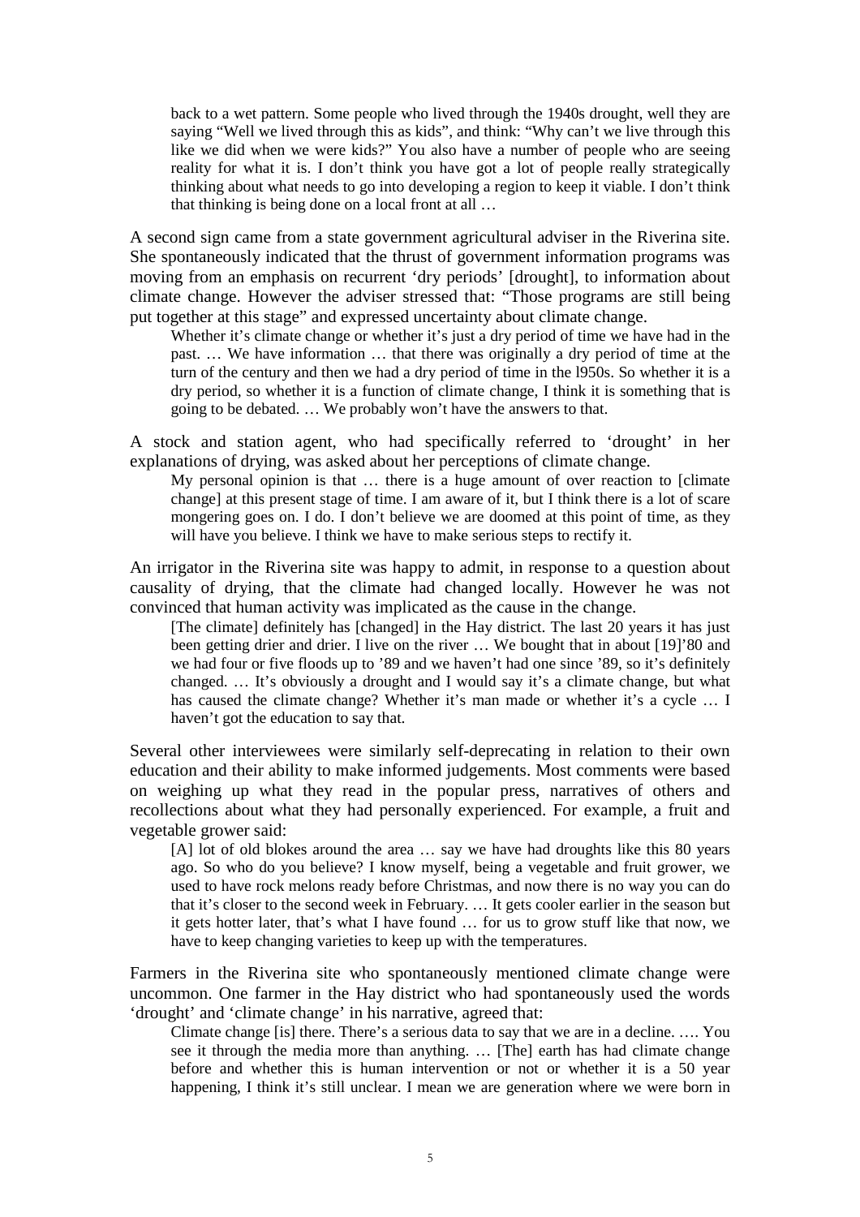> back to a wet pattern. Some people who lived through the 1940s drought, well they are saying "Well we lived through this as kids", and think: "Why can't we live through this like we did when we were kids?" You also have a number of people who are seeing reality for what it is. I don't think you have got a lot of people really strategically thinking about what needs to go into developing a region to keep it viable. I don't think that thinking is being done on a local front at all …

A second sign came from a state government agricultural adviser in the Riverina site. She spontaneously indicated that the thrust of government information programs was moving from an emphasis on recurrent 'dry periods' [drought], to information about climate change. However the adviser stressed that: "Those programs are still being put together at this stage" and expressed uncertainty about climate change.

> Whether it's climate change or whether it's just a dry period of time we have had in the past. … We have information … that there was originally a dry period of time at the turn of the century and then we had a dry period of time in the l950s. So whether it is a dry period, so whether it is a function of climate change, I think it is something that is going to be debated. … We probably won't have the answers to that.

A stock and station agent, who had specifically referred to 'drought' in her explanations of drying, was asked about her perceptions of climate change.

> My personal opinion is that … there is a huge amount of over reaction to [climate change] at this present stage of time. I am aware of it, but I think there is a lot of scare mongering goes on. I do. I don't believe we are doomed at this point of time, as they will have you believe. I think we have to make serious steps to rectify it.

An irrigator in the Riverina site was happy to admit, in response to a question about causality of drying, that the climate had changed locally. However he was not convinced that human activity was implicated as the cause in the change.

> [The climate] definitely has [changed] in the Hay district. The last 20 years it has just been getting drier and drier. I live on the river … We bought that in about [19]'80 and we had four or five floods up to '89 and we haven't had one since '89, so it's definitely changed. … It's obviously a drought and I would say it's a climate change, but what has caused the climate change? Whether it's man made or whether it's a cycle … I haven't got the education to say that.

Several other interviewees were similarly self-deprecating in relation to their own education and their ability to make informed judgements. Most comments were based on weighing up what they read in the popular press, narratives of others and recollections about what they had personally experienced. For example, a fruit and vegetable grower said:

> [A] lot of old blokes around the area … say we have had droughts like this 80 years ago. So who do you believe? I know myself, being a vegetable and fruit grower, we used to have rock melons ready before Christmas, and now there is no way you can do that it's closer to the second week in February. … It gets cooler earlier in the season but it gets hotter later, that's what I have found … for us to grow stuff like that now, we have to keep changing varieties to keep up with the temperatures.

Farmers in the Riverina site who spontaneously mentioned climate change were uncommon. One farmer in the Hay district who had spontaneously used the words 'drought' and 'climate change' in his narrative, agreed that:

> Climate change [is] there. There's a serious data to say that we are in a decline. …. You see it through the media more than anything. … [The] earth has had climate change before and whether this is human intervention or not or whether it is a 50 year happening, I think it's still unclear. I mean we are generation where we were born in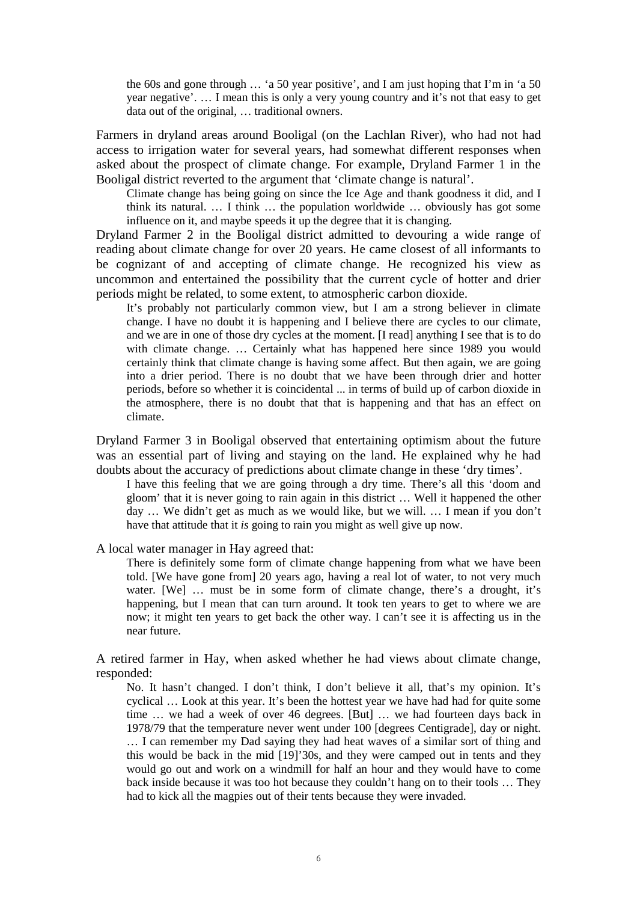> the 60s and gone through … 'a 50 year positive', and I am just hoping that I'm in 'a 50 year negative'. … I mean this is only a very young country and it's not that easy to get data out of the original, … traditional owners.

Farmers in dryland areas around Booligal (on the Lachlan River), who had not had access to irrigation water for several years, had somewhat different responses when asked about the prospect of climate change. For example, Dryland Farmer 1 in the Booligal district reverted to the argument that 'climate change is natural'.

> Climate change has being going on since the Ice Age and thank goodness it did, and I think its natural. … I think … the population worldwide … obviously has got some influence on it, and maybe speeds it up the degree that it is changing.

Dryland Farmer 2 in the Booligal district admitted to devouring a wide range of reading about climate change for over 20 years. He came closest of all informants to be cognizant of and accepting of climate change. He recognized his view as uncommon and entertained the possibility that the current cycle of hotter and drier periods might be related, to some extent, to atmospheric carbon dioxide.

> It's probably not particularly common view, but I am a strong believer in climate change. I have no doubt it is happening and I believe there are cycles to our climate, and we are in one of those dry cycles at the moment. [I read] anything I see that is to do with climate change. … Certainly what has happened here since 1989 you would certainly think that climate change is having some affect. But then again, we are going into a drier period. There is no doubt that we have been through drier and hotter periods, before so whether it is coincidental ... in terms of build up of carbon dioxide in the atmosphere, there is no doubt that that is happening and that has an effect on climate.

Dryland Farmer 3 in Booligal observed that entertaining optimism about the future was an essential part of living and staying on the land. He explained why he had doubts about the accuracy of predictions about climate change in these 'dry times'.

> I have this feeling that we are going through a dry time. There's all this 'doom and gloom' that it is never going to rain again in this district … Well it happened the other day … We didn't get as much as we would like, but we will. … I mean if you don't have that attitude that it *is* going to rain you might as well give up now.

A local water manager in Hay agreed that:

> There is definitely some form of climate change happening from what we have been told. [We have gone from] 20 years ago, having a real lot of water, to not very much water. [We] … must be in some form of climate change, there's a drought, it's happening, but I mean that can turn around. It took ten years to get to where we are now; it might ten years to get back the other way. I can't see it is affecting us in the near future.

A retired farmer in Hay, when asked whether he had views about climate change, responded:

> No. It hasn't changed. I don't think, I don't believe it all, that's my opinion. It's cyclical … Look at this year. It's been the hottest year we have had had for quite some time … we had a week of over 46 degrees. [But] … we had fourteen days back in 1978/79 that the temperature never went under 100 [degrees Centigrade], day or night. … I can remember my Dad saying they had heat waves of a similar sort of thing and this would be back in the mid [19]'30s, and they were camped out in tents and they would go out and work on a windmill for half an hour and they would have to come back inside because it was too hot because they couldn't hang on to their tools … They had to kick all the magpies out of their tents because they were invaded.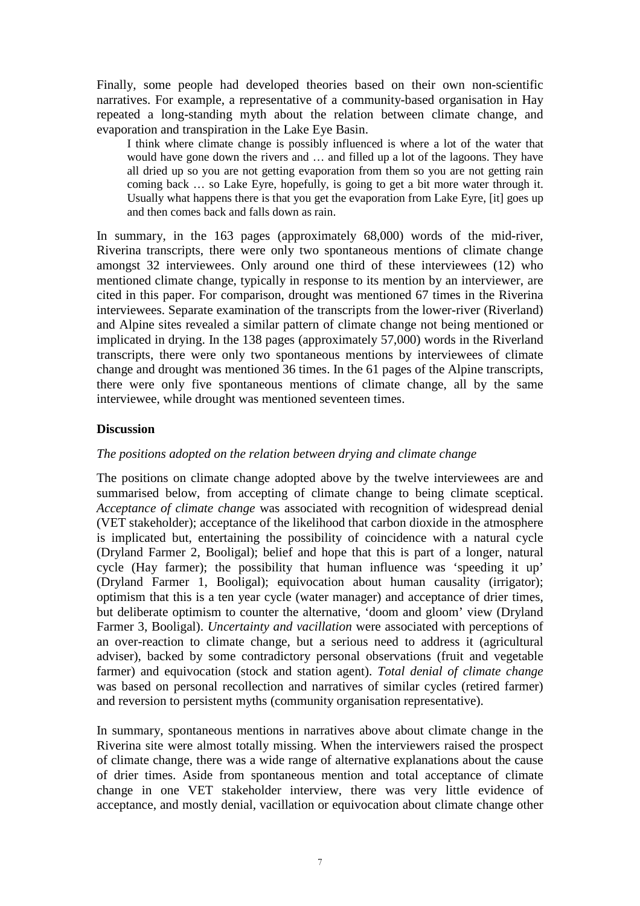Finally, some people had developed theories based on their own non-scientific narratives. For example, a representative of a community-based organisation in Hay repeated a long-standing myth about the relation between climate change, and evaporation and transpiration in the Lake Eye Basin.

> I think where climate change is possibly influenced is where a lot of the water that would have gone down the rivers and … and filled up a lot of the lagoons. They have all dried up so you are not getting evaporation from them so you are not getting rain coming back … so Lake Eyre, hopefully, is going to get a bit more water through it. Usually what happens there is that you get the evaporation from Lake Eyre, [it] goes up and then comes back and falls down as rain.

In summary, in the 163 pages (approximately 68,000) words of the mid-river, Riverina transcripts, there were only two spontaneous mentions of climate change amongst 32 interviewees. Only around one third of these interviewees (12) who mentioned climate change, typically in response to its mention by an interviewer, are cited in this paper. For comparison, drought was mentioned 67 times in the Riverina interviewees. Separate examination of the transcripts from the lower-river (Riverland) and Alpine sites revealed a similar pattern of climate change not being mentioned or implicated in drying. In the 138 pages (approximately 57,000) words in the Riverland transcripts, there were only two spontaneous mentions by interviewees of climate change and drought was mentioned 36 times. In the 61 pages of the Alpine transcripts, there were only five spontaneous mentions of climate change, all by the same interviewee, while drought was mentioned seventeen times.

## Discussion

### *The positions adopted on the relation between drying and climate change*

The positions on climate change adopted above by the twelve interviewees are and summarised below, from accepting of climate change to being climate sceptical. *Acceptance of climate change* was associated with recognition of widespread denial (VET stakeholder); acceptance of the likelihood that carbon dioxide in the atmosphere is implicated but, entertaining the possibility of coincidence with a natural cycle (Dryland Farmer 2, Booligal); belief and hope that this is part of a longer, natural cycle (Hay farmer); the possibility that human influence was 'speeding it up' (Dryland Farmer 1, Booligal); equivocation about human causality (irrigator); optimism that this is a ten year cycle (water manager) and acceptance of drier times, but deliberate optimism to counter the alternative, 'doom and gloom' view (Dryland Farmer 3, Booligal). *Uncertainty and vacillation* were associated with perceptions of an over-reaction to climate change, but a serious need to address it (agricultural adviser), backed by some contradictory personal observations (fruit and vegetable farmer) and equivocation (stock and station agent). *Total denial of climate change* was based on personal recollection and narratives of similar cycles (retired farmer) and reversion to persistent myths (community organisation representative).

In summary, spontaneous mentions in narratives above about climate change in the Riverina site were almost totally missing. When the interviewers raised the prospect of climate change, there was a wide range of alternative explanations about the cause of drier times. Aside from spontaneous mention and total acceptance of climate change in one VET stakeholder interview, there was very little evidence of acceptance, and mostly denial, vacillation or equivocation about climate change other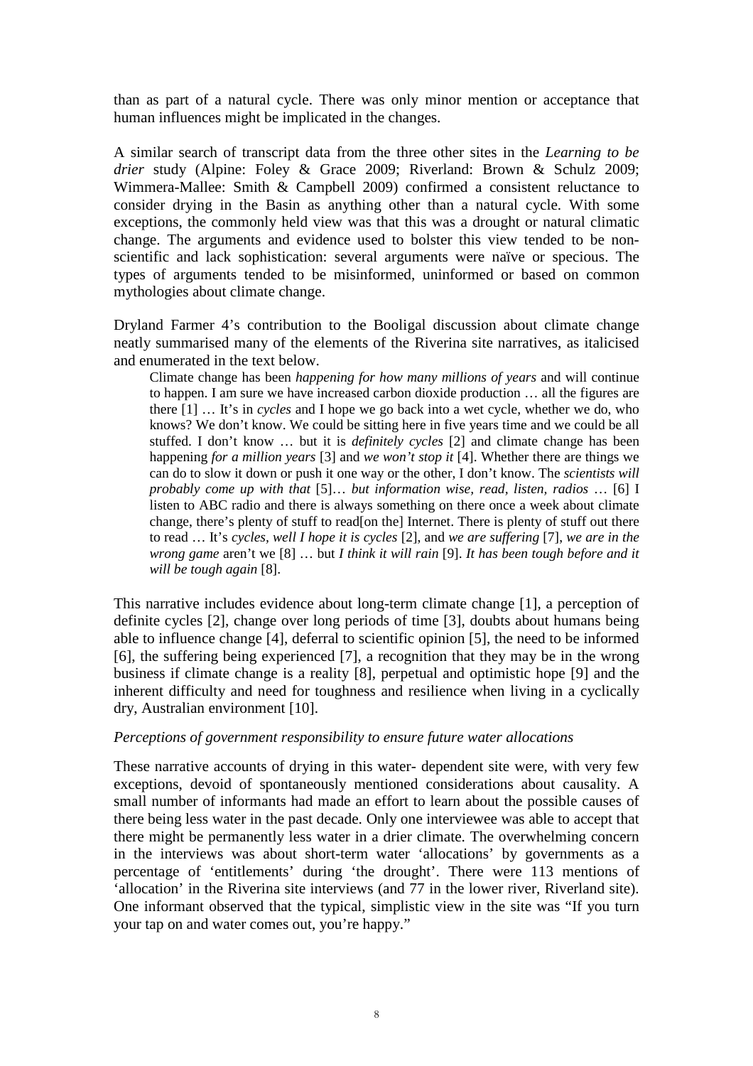than as part of a natural cycle. There was only minor mention or acceptance that human influences might be implicated in the changes.

A similar search of transcript data from the three other sites in the *Learning to be drier* study (Alpine: Foley & Grace 2009; Riverland: Brown & Schulz 2009; Wimmera-Mallee: Smith & Campbell 2009) confirmed a consistent reluctance to consider drying in the Basin as anything other than a natural cycle. With some exceptions, the commonly held view was that this was a drought or natural climatic change. The arguments and evidence used to bolster this view tended to be non-scientific and lack sophistication: several arguments were naïve or specious. The types of arguments tended to be misinformed, uninformed or based on common mythologies about climate change.

Dryland Farmer 4's contribution to the Booligal discussion about climate change neatly summarised many of the elements of the Riverina site narratives, as italicised and enumerated in the text below.

> Climate change has been *happening for how many millions of years* and will continue to happen. I am sure we have increased carbon dioxide production … all the figures are there [1] … It's in *cycles* and I hope we go back into a wet cycle, whether we do, who knows? We don't know. We could be sitting here in five years time and we could be all stuffed. I don't know … but it is *definitely cycles* [2] and climate change has been happening *for a million years* [3] and *we won't stop it* [4]. Whether there are things we can do to slow it down or push it one way or the other, I don't know. The *scientists will probably come up with that* [5]… *but information wise, read, listen, radios* … [6] I listen to ABC radio and there is always something on there once a week about climate change, there's plenty of stuff to read[on the] Internet. There is plenty of stuff out there to read … It's *cycles, well I hope it is cycles* [2], and *we are suffering* [7], *we are in the wrong game* aren't we [8] … but *I think it will rain* [9]. *It has been tough before and it will be tough again* [8].

This narrative includes evidence about long-term climate change [1], a perception of definite cycles [2], change over long periods of time [3], doubts about humans being able to influence change [4], deferral to scientific opinion [5], the need to be informed [6], the suffering being experienced [7], a recognition that they may be in the wrong business if climate change is a reality [8], perpetual and optimistic hope [9] and the inherent difficulty and need for toughness and resilience when living in a cyclically dry, Australian environment [10].

*Perceptions of government responsibility to ensure future water allocations*

These narrative accounts of drying in this water- dependent site were, with very few exceptions, devoid of spontaneously mentioned considerations about causality. A small number of informants had made an effort to learn about the possible causes of there being less water in the past decade. Only one interviewee was able to accept that there might be permanently less water in a drier climate. The overwhelming concern in the interviews was about short-term water 'allocations' by governments as a percentage of 'entitlements' during 'the drought'. There were 113 mentions of 'allocation' in the Riverina site interviews (and 77 in the lower river, Riverland site). One informant observed that the typical, simplistic view in the site was "If you turn your tap on and water comes out, you're happy."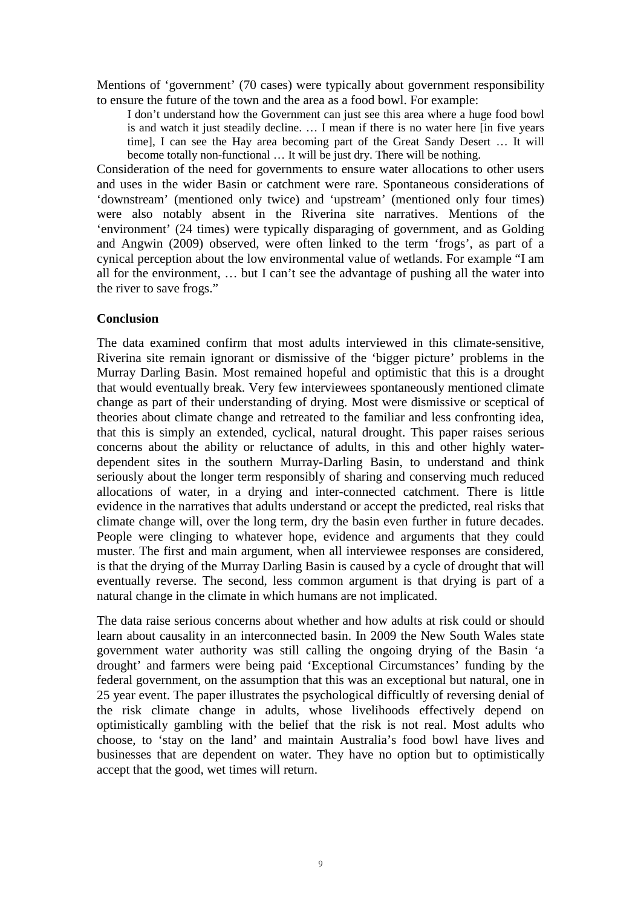Mentions of 'government' (70 cases) were typically about government responsibility to ensure the future of the town and the area as a food bowl. For example:

> I don't understand how the Government can just see this area where a huge food bowl is and watch it just steadily decline. … I mean if there is no water here [in five years time], I can see the Hay area becoming part of the Great Sandy Desert … It will become totally non-functional … It will be just dry. There will be nothing.

Consideration of the need for governments to ensure water allocations to other users and uses in the wider Basin or catchment were rare. Spontaneous considerations of 'downstream' (mentioned only twice) and 'upstream' (mentioned only four times) were also notably absent in the Riverina site narratives. Mentions of the 'environment' (24 times) were typically disparaging of government, and as Golding and Angwin (2009) observed, were often linked to the term 'frogs', as part of a cynical perception about the low environmental value of wetlands. For example "I am all for the environment, … but I can't see the advantage of pushing all the water into the river to save frogs."

## Conclusion

The data examined confirm that most adults interviewed in this climate-sensitive, Riverina site remain ignorant or dismissive of the 'bigger picture' problems in the Murray Darling Basin. Most remained hopeful and optimistic that this is a drought that would eventually break. Very few interviewees spontaneously mentioned climate change as part of their understanding of drying. Most were dismissive or sceptical of theories about climate change and retreated to the familiar and less confronting idea, that this is simply an extended, cyclical, natural drought. This paper raises serious concerns about the ability or reluctance of adults, in this and other highly water-dependent sites in the southern Murray-Darling Basin, to understand and think seriously about the longer term responsibly of sharing and conserving much reduced allocations of water, in a drying and inter-connected catchment. There is little evidence in the narratives that adults understand or accept the predicted, real risks that climate change will, over the long term, dry the basin even further in future decades. People were clinging to whatever hope, evidence and arguments that they could muster. The first and main argument, when all interviewee responses are considered, is that the drying of the Murray Darling Basin is caused by a cycle of drought that will eventually reverse. The second, less common argument is that drying is part of a natural change in the climate in which humans are not implicated.

The data raise serious concerns about whether and how adults at risk could or should learn about causality in an interconnected basin. In 2009 the New South Wales state government water authority was still calling the ongoing drying of the Basin 'a drought' and farmers were being paid 'Exceptional Circumstances' funding by the federal government, on the assumption that this was an exceptional but natural, one in 25 year event. The paper illustrates the psychological difficultly of reversing denial of the risk climate change in adults, whose livelihoods effectively depend on optimistically gambling with the belief that the risk is not real. Most adults who choose, to 'stay on the land' and maintain Australia's food bowl have lives and businesses that are dependent on water. They have no option but to optimistically accept that the good, wet times will return.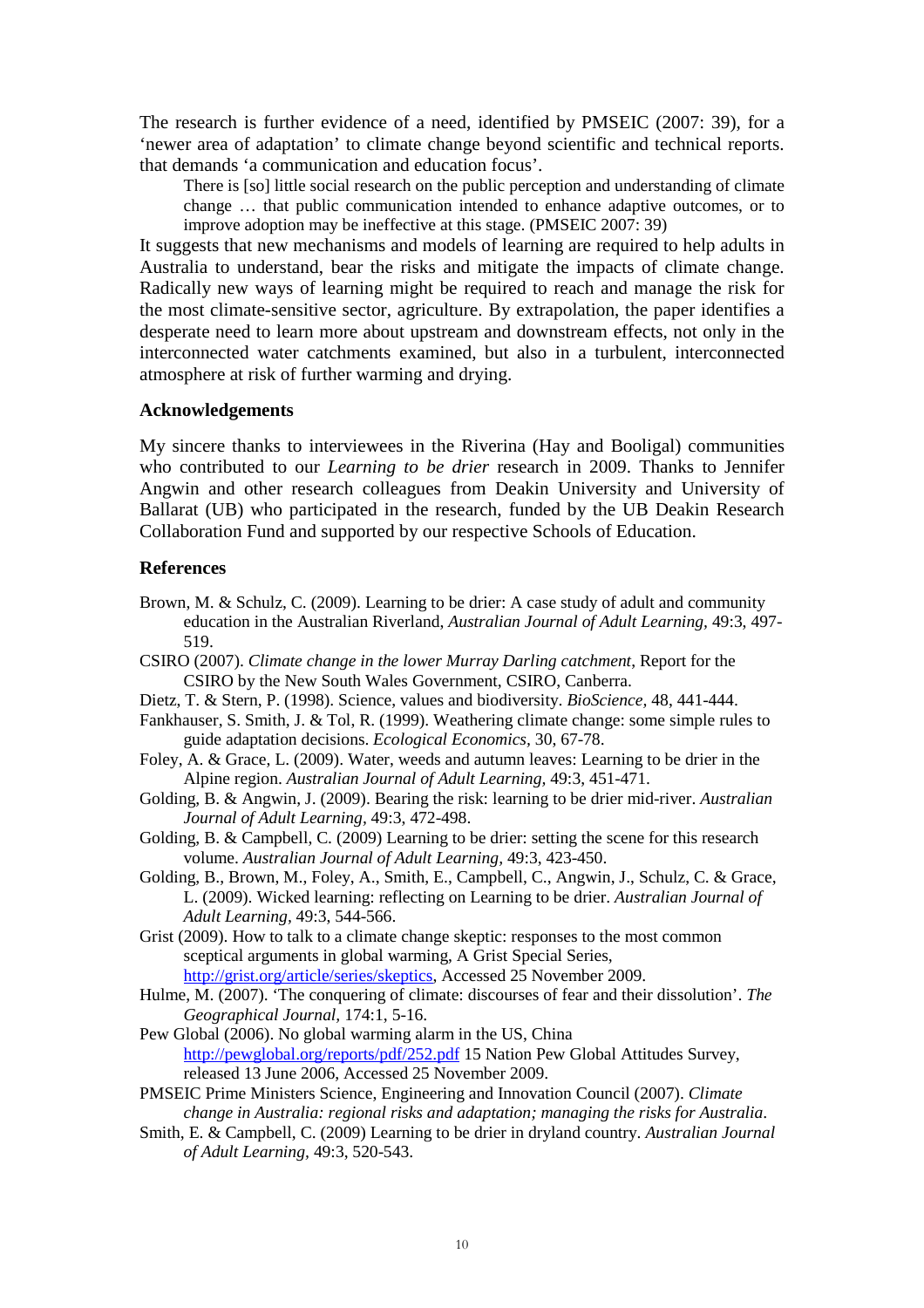The research is further evidence of a need, identified by PMSEIC (2007: 39), for a 'newer area of adaptation' to climate change beyond scientific and technical reports. that demands 'a communication and education focus'.

> There is [so] little social research on the public perception and understanding of climate change … that public communication intended to enhance adaptive outcomes, or to improve adoption may be ineffective at this stage. (PMSEIC 2007: 39)

It suggests that new mechanisms and models of learning are required to help adults in Australia to understand, bear the risks and mitigate the impacts of climate change. Radically new ways of learning might be required to reach and manage the risk for the most climate-sensitive sector, agriculture. By extrapolation, the paper identifies a desperate need to learn more about upstream and downstream effects, not only in the interconnected water catchments examined, but also in a turbulent, interconnected atmosphere at risk of further warming and drying.

### Acknowledgements

My sincere thanks to interviewees in the Riverina (Hay and Booligal) communities who contributed to our *Learning to be drier* research in 2009. Thanks to Jennifer Angwin and other research colleagues from Deakin University and University of Ballarat (UB) who participated in the research, funded by the UB Deakin Research Collaboration Fund and supported by our respective Schools of Education.

### References

Brown, M. & Schulz, C. (2009). Learning to be drier: A case study of adult and community education in the Australian Riverland, *Australian Journal of Adult Learning,* 49:3, 497-519.

CSIRO (2007). *Climate change in the lower Murray Darling catchment*, Report for the CSIRO by the New South Wales Government, CSIRO, Canberra.

Dietz, T. & Stern, P. (1998). Science, values and biodiversity. *BioScience*, 48, 441-444.

Fankhauser, S. Smith, J. & Tol, R. (1999). Weathering climate change: some simple rules to guide adaptation decisions. *Ecological Economics*, 30, 67-78.

Foley, A. & Grace, L. (2009). Water, weeds and autumn leaves: Learning to be drier in the Alpine region. *Australian Journal of Adult Learning,* 49:3, 451-471.

Golding, B. & Angwin, J. (2009). Bearing the risk: learning to be drier mid-river. *Australian Journal of Adult Learning*, 49:3, 472-498.

Golding, B. & Campbell, C. (2009) Learning to be drier: setting the scene for this research volume. *Australian Journal of Adult Learning,* 49:3, 423-450.

Golding, B., Brown, M., Foley, A., Smith, E., Campbell, C., Angwin, J., Schulz, C. & Grace, L. (2009). Wicked learning: reflecting on Learning to be drier. *Australian Journal of Adult Learning,* 49:3, 544-566.

Grist (2009). How to talk to a climate change skeptic: responses to the most common sceptical arguments in global warming, A Grist Special Series, http://grist.org/article/series/skeptics, Accessed 25 November 2009.

Hulme, M. (2007). 'The conquering of climate: discourses of fear and their dissolution'. *The Geographical Journal*, 174:1, 5-16.

Pew Global (2006). No global warming alarm in the US, China http://pewglobal.org/reports/pdf/252.pdf 15 Nation Pew Global Attitudes Survey, released 13 June 2006, Accessed 25 November 2009.

PMSEIC Prime Ministers Science, Engineering and Innovation Council (2007). *Climate change in Australia: regional risks and adaptation; managing the risks for Australia.*

Smith, E. & Campbell, C. (2009) Learning to be drier in dryland country. *Australian Journal of Adult Learning,* 49:3, 520-543.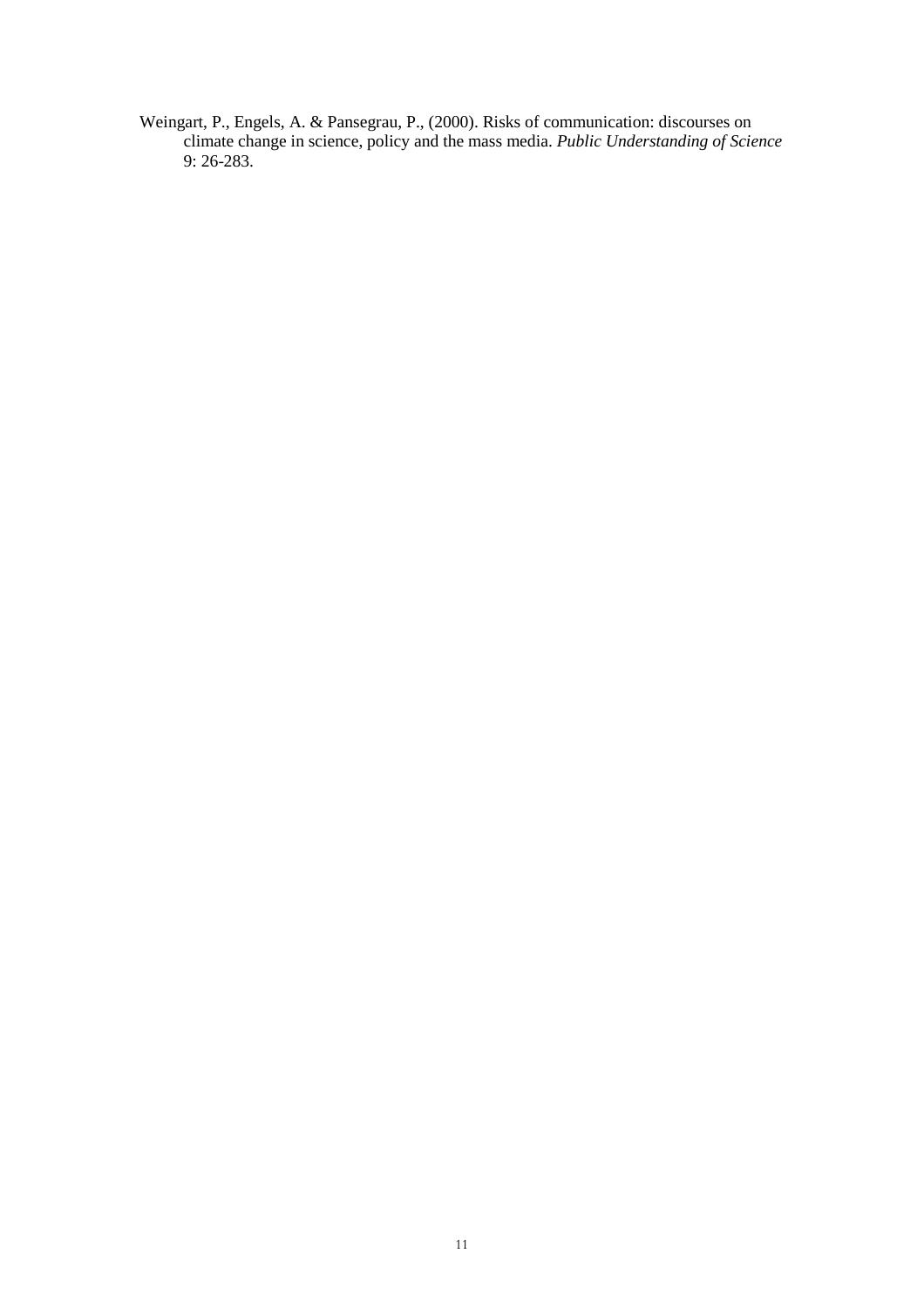Weingart, P., Engels, A. & Pansegrau, P., (2000). Risks of communication: discourses on climate change in science, policy and the mass media. *Public Understanding of Science* 9: 26-283.